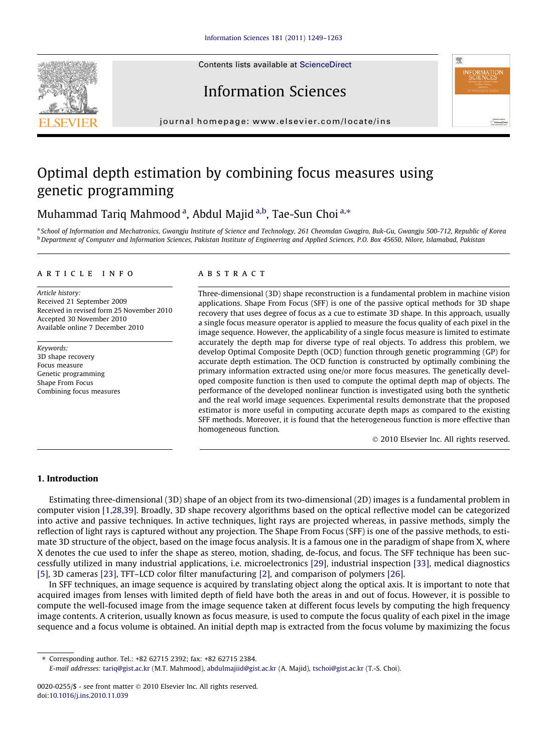# Optimal depth estimation by combining focus measures using genetic programming

Muhammad Tariq Mahmood [a], Abdul Majid [a,b], Tae-Sun Choi [a,*]

[a] School of Information and Mechatronics, Gwangju Institute of Science and Technology, 261 Cheomdan Gwagiro, Buk-Gu, Gwangju 500-712, Republic of Korea
[b] Department of Computer and Information Sciences, Pakistan Institute of Engineering and Applied Sciences, P.O. Box 45650, Nilore, Islamabad, Pakistan

## ARTICLE INFO

*Article history:*
Received 21 September 2009
Received in revised form 25 November 2010
Accepted 30 November 2010
Available online 7 December 2010

*Keywords:*
3D shape recovery
Focus measure
Genetic programming
Shape From Focus
Combining focus measures

## ABSTRACT

Three-dimensional (3D) shape reconstruction is a fundamental problem in machine vision applications. Shape From Focus (SFF) is one of the passive optical methods for 3D shape recovery that uses degree of focus as a cue to estimate 3D shape. In this approach, usually a single focus measure operator is applied to measure the focus quality of each pixel in the image sequence. However, the applicability of a single focus measure is limited to estimate accurately the depth map for diverse type of real objects. To address this problem, we develop Optimal Composite Depth (OCD) function through genetic programming (GP) for accurate depth estimation. The OCD function is constructed by optimally combining the primary information extracted using one/or more focus measures. The genetically developed composite function is then used to compute the optimal depth map of objects. The performance of the developed nonlinear function is investigated using both the synthetic and the real world image sequences. Experimental results demonstrate that the proposed estimator is more useful in computing accurate depth maps as compared to the existing SFF methods. Moreover, it is found that the heterogeneous function is more effective than homogeneous function.

© 2010 Elsevier Inc. All rights reserved.

## 1. Introduction

Estimating three-dimensional (3D) shape of an object from its two-dimensional (2D) images is a fundamental problem in computer vision [1,28,39]. Broadly, 3D shape recovery algorithms based on the optical reflective model can be categorized into active and passive techniques. In active techniques, light rays are projected whereas, in passive methods, simply the reflection of light rays is captured without any projection. The Shape From Focus (SFF) is one of the passive methods, to estimate 3D structure of the object, based on the image focus analysis. It is a famous one in the paradigm of shape from X, where X denotes the cue used to infer the shape as stereo, motion, shading, de-focus, and focus. The SFF technique has been successfully utilized in many industrial applications, i.e. microelectronics [29], industrial inspection [33], medical diagnostics [5], 3D cameras [23], TFT–LCD color filter manufacturing [2], and comparison of polymers [26].

In SFF techniques, an image sequence is acquired by translating object along the optical axis. It is important to note that acquired images from lenses with limited depth of field have both the areas in and out of focus. However, it is possible to compute the well-focused image from the image sequence taken at different focus levels by computing the high frequency image contents. A criterion, usually known as focus measure, is used to compute the focus quality of each pixel in the image sequence and a focus volume is obtained. An initial depth map is extracted from the focus volume by maximizing the focus

* Corresponding author. Tel.: +82 62715 2392; fax: +82 62715 2384.
*E-mail addresses:* tariq@gist.ac.kr (M.T. Mahmood), abdulmajiid@gist.ac.kr (A. Majid), tschoi@gist.ac.kr (T.-S. Choi).

0020-0255/$ - see front matter © 2010 Elsevier Inc. All rights reserved.
doi:10.1016/j.ins.2010.11.039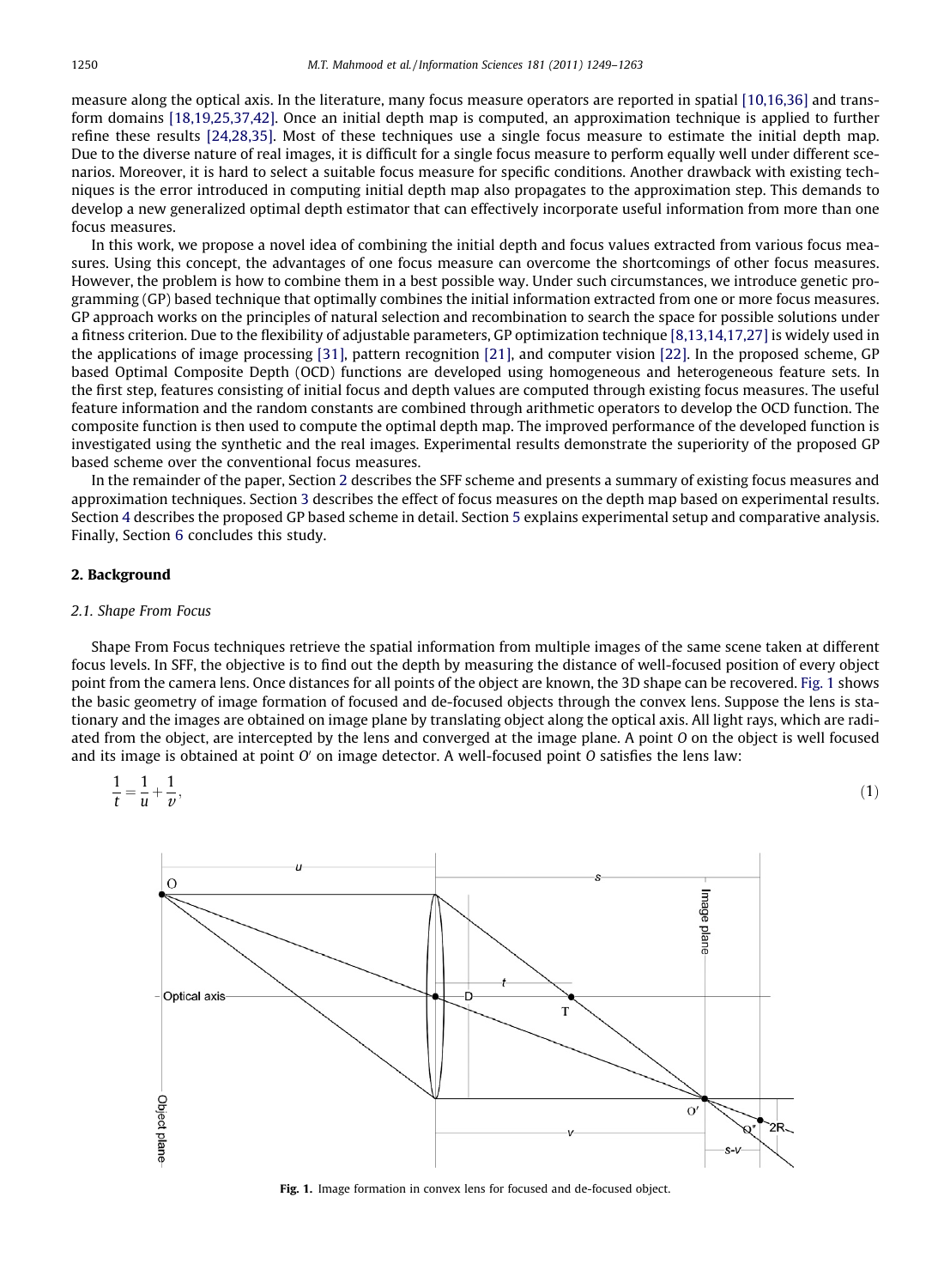measure along the optical axis. In the literature, many focus measure operators are reported in spatial [10,16,36] and transform domains [18,19,25,37,42]. Once an initial depth map is computed, an approximation technique is applied to further refine these results [24,28,35]. Most of these techniques use a single focus measure to estimate the initial depth map. Due to the diverse nature of real images, it is difficult for a single focus measure to perform equally well under different scenarios. Moreover, it is hard to select a suitable focus measure for specific conditions. Another drawback with existing techniques is the error introduced in computing initial depth map also propagates to the approximation step. This demands to develop a new generalized optimal depth estimator that can effectively incorporate useful information from more than one focus measures.

In this work, we propose a novel idea of combining the initial depth and focus values extracted from various focus measures. Using this concept, the advantages of one focus measure can overcome the shortcomings of other focus measures. However, the problem is how to combine them in a best possible way. Under such circumstances, we introduce genetic programming (GP) based technique that optimally combines the initial information extracted from one or more focus measures. GP approach works on the principles of natural selection and recombination to search the space for possible solutions under a fitness criterion. Due to the flexibility of adjustable parameters, GP optimization technique [8,13,14,17,27] is widely used in the applications of image processing [31], pattern recognition [21], and computer vision [22]. In the proposed scheme, GP based Optimal Composite Depth (OCD) functions are developed using homogeneous and heterogeneous feature sets. In the first step, features consisting of initial focus and depth values are computed through existing focus measures. The useful feature information and the random constants are combined through arithmetic operators to develop the OCD function. The composite function is then used to compute the optimal depth map. The improved performance of the developed function is investigated using the synthetic and the real images. Experimental results demonstrate the superiority of the proposed GP based scheme over the conventional focus measures.

In the remainder of the paper, Section 2 describes the SFF scheme and presents a summary of existing focus measures and approximation techniques. Section 3 describes the effect of focus measures on the depth map based on experimental results. Section 4 describes the proposed GP based scheme in detail. Section 5 explains experimental setup and comparative analysis. Finally, Section 6 concludes this study.

## 2. Background

### 2.1. Shape From Focus

Shape From Focus techniques retrieve the spatial information from multiple images of the same scene taken at different focus levels. In SFF, the objective is to find out the depth by measuring the distance of well-focused position of every object point from the camera lens. Once distances for all points of the object are known, the 3D shape can be recovered. Fig. 1 shows the basic geometry of image formation of focused and de-focused objects through the convex lens. Suppose the lens is stationary and the images are obtained on image plane by translating object along the optical axis. All light rays, which are radiated from the object, are intercepted by the lens and converged at the image plane. A point $O$ on the object is well focused and its image is obtained at point $O'$ on image detector. A well-focused point $O$ satisfies the lens law:

$$\frac{1}{t} = \frac{1}{u} + \frac{1}{v}, \tag{1}$$

u
s
O
Image plane
t
Optical axis
D
T
Object plane
O'
O''
2R
v
s-v

**Fig. 1.** Image formation in convex lens for focused and de-focused object.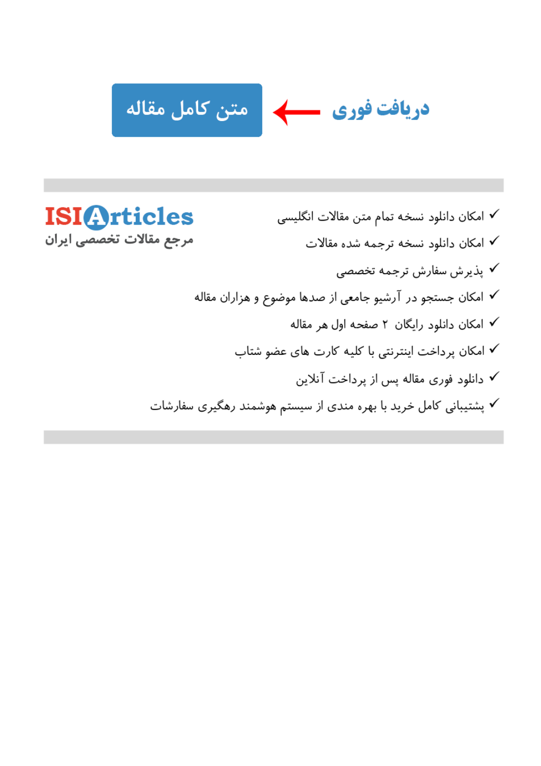دریافت فوری ← متن کامل مقاله

ISIArticles
مرجع مقالات تخصصی ایران

- ✓ امکان دانلود نسخه تمام متن مقالات انگلیسی
- ✓ امکان دانلود نسخه ترجمه شده مقالات
- ✓ پذیرش سفارش ترجمه تخصصی
- ✓ امکان جستجو در آرشیو جامعی از صدها موضوع و هزاران مقاله
- ✓ امکان دانلود رایگان ۲ صفحه اول هر مقاله
- ✓ امکان پرداخت اینترنتی با کلیه کارت های عضو شتاب
- ✓ دانلود فوری مقاله پس از پرداخت آنلاین
- ✓ پشتیبانی کامل خرید با بهره مندی از سیستم هوشمند رهگیری سفارشات